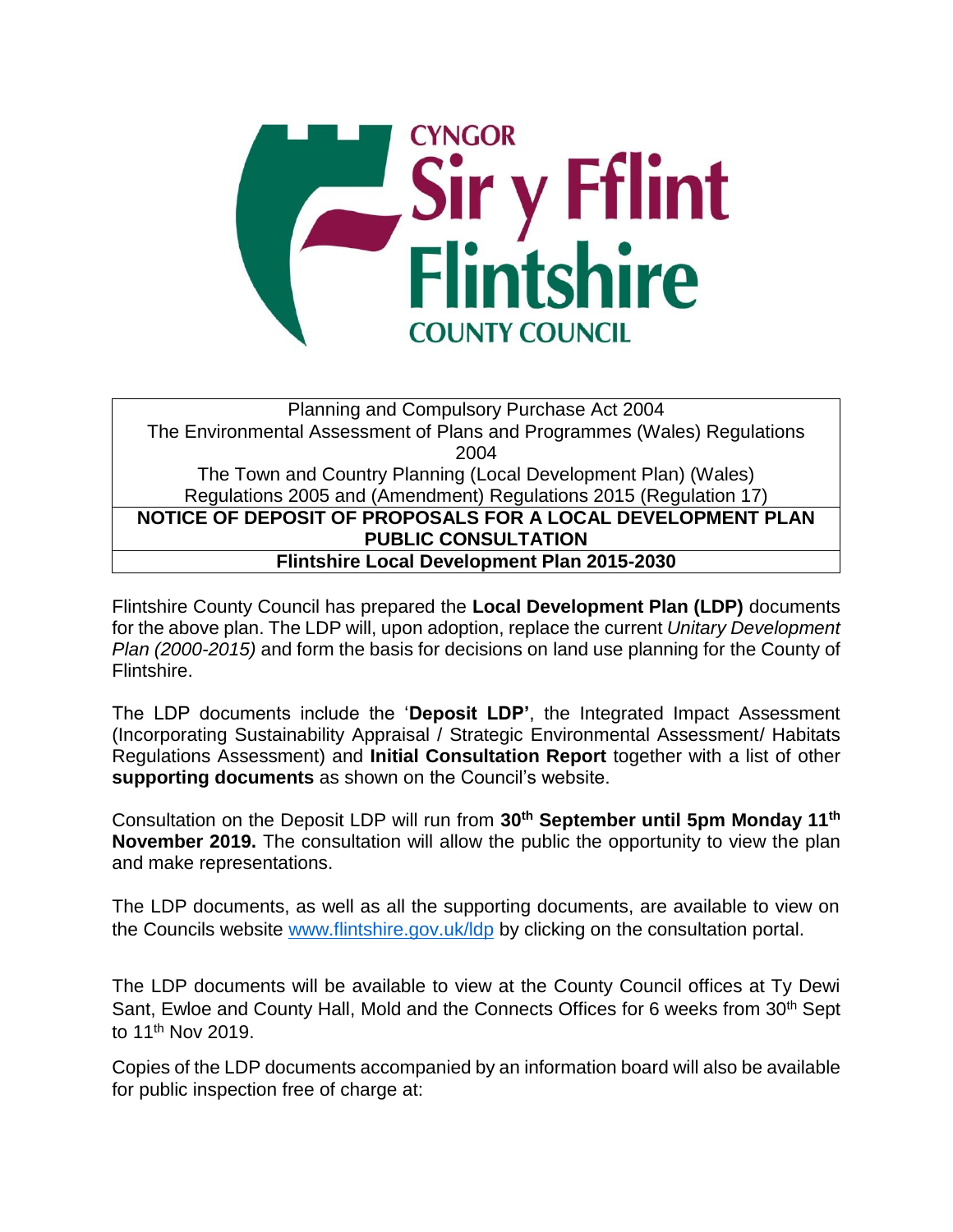CYNGOR Sir y Fflint Flintshire COUNTY COUNCIL

| Planning and Compulsory Purchase Act 2004<br>The Environmental Assessment of Plans and Programmes (Wales) Regulations 2004<br>The Town and Country Planning (Local Development Plan) (Wales) Regulations 2005 and (Amendment) Regulations 2015 (Regulation 17) |
|---|
| **NOTICE OF DEPOSIT OF PROPOSALS FOR A LOCAL DEVELOPMENT PLAN PUBLIC CONSULTATION** |
| **Flintshire Local Development Plan 2015-2030** |

Flintshire County Council has prepared the **Local Development Plan (LDP)** documents for the above plan. The LDP will, upon adoption, replace the current *Unitary Development Plan (2000-2015)* and form the basis for decisions on land use planning for the County of Flintshire.

The LDP documents include the '**Deposit LDP'**, the Integrated Impact Assessment (Incorporating Sustainability Appraisal / Strategic Environmental Assessment/ Habitats Regulations Assessment) and **Initial Consultation Report** together with a list of other **supporting documents** as shown on the Council's website.

Consultation on the Deposit LDP will run from **30th September until 5pm Monday 11th November 2019.** The consultation will allow the public the opportunity to view the plan and make representations.

The LDP documents, as well as all the supporting documents, are available to view on the Councils website www.flintshire.gov.uk/ldp by clicking on the consultation portal.

The LDP documents will be available to view at the County Council offices at Ty Dewi Sant, Ewloe and County Hall, Mold and the Connects Offices for 6 weeks from 30th Sept to 11th Nov 2019.

Copies of the LDP documents accompanied by an information board will also be available for public inspection free of charge at: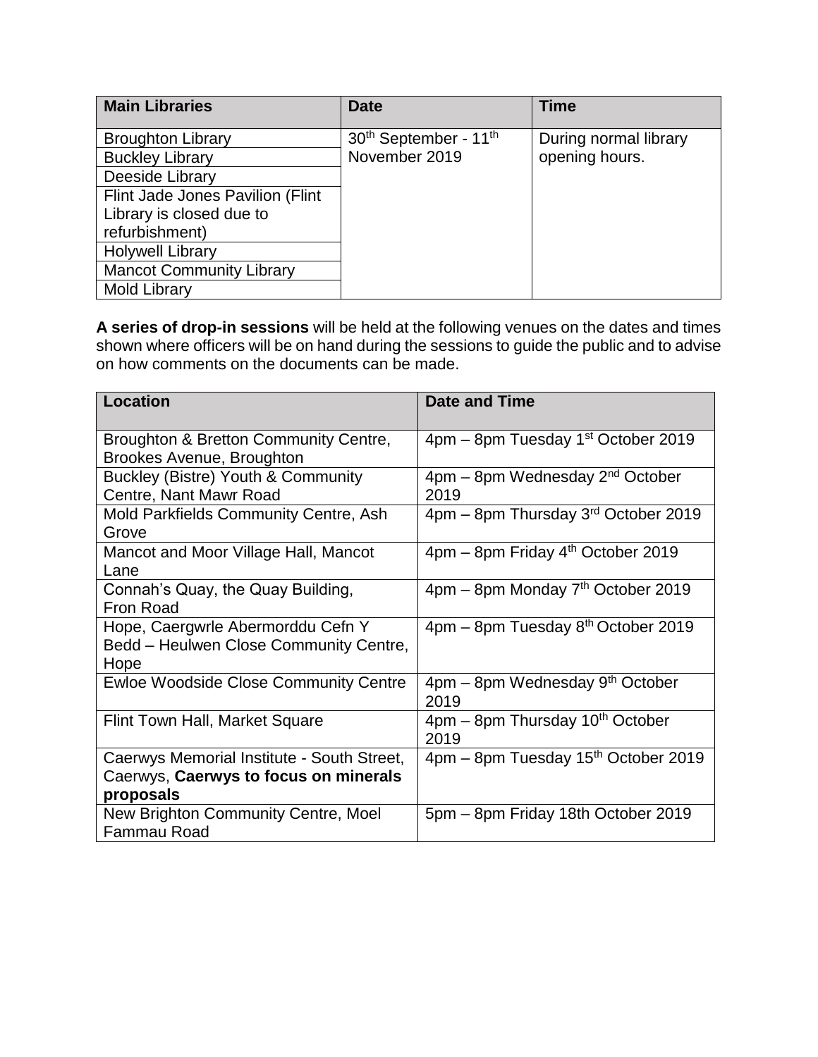| Main Libraries | Date | Time |
| --- | --- | --- |
| Broughton Library | 30th September - 11th November 2019 | During normal library opening hours. |
| Buckley Library | | |
| Deeside Library | | |
| Flint Jade Jones Pavilion (Flint Library is closed due to refurbishment) | | |
| Holywell Library | | |
| Mancot Community Library | | |
| Mold Library | | |

**A series of drop-in sessions** will be held at the following venues on the dates and times shown where officers will be on hand during the sessions to guide the public and to advise on how comments on the documents can be made.

| Location | Date and Time |
| --- | --- |
| Broughton & Bretton Community Centre, Brookes Avenue, Broughton | 4pm – 8pm Tuesday 1st October 2019 |
| Buckley (Bistre) Youth & Community Centre, Nant Mawr Road | 4pm – 8pm Wednesday 2nd October 2019 |
| Mold Parkfields Community Centre, Ash Grove | 4pm – 8pm Thursday 3rd October 2019 |
| Mancot and Moor Village Hall, Mancot Lane | 4pm – 8pm Friday 4th October 2019 |
| Connah's Quay, the Quay Building, Fron Road | 4pm – 8pm Monday 7th October 2019 |
| Hope, Caergwrle Abermorddu Cefn Y Bedd – Heulwen Close Community Centre, Hope | 4pm – 8pm Tuesday 8th October 2019 |
| Ewloe Woodside Close Community Centre | 4pm – 8pm Wednesday 9th October 2019 |
| Flint Town Hall, Market Square | 4pm – 8pm Thursday 10th October 2019 |
| Caerwys Memorial Institute - South Street, Caerwys, **Caerwys to focus on minerals proposals** | 4pm – 8pm Tuesday 15th October 2019 |
| New Brighton Community Centre, Moel Fammau Road | 5pm – 8pm Friday 18th October 2019 |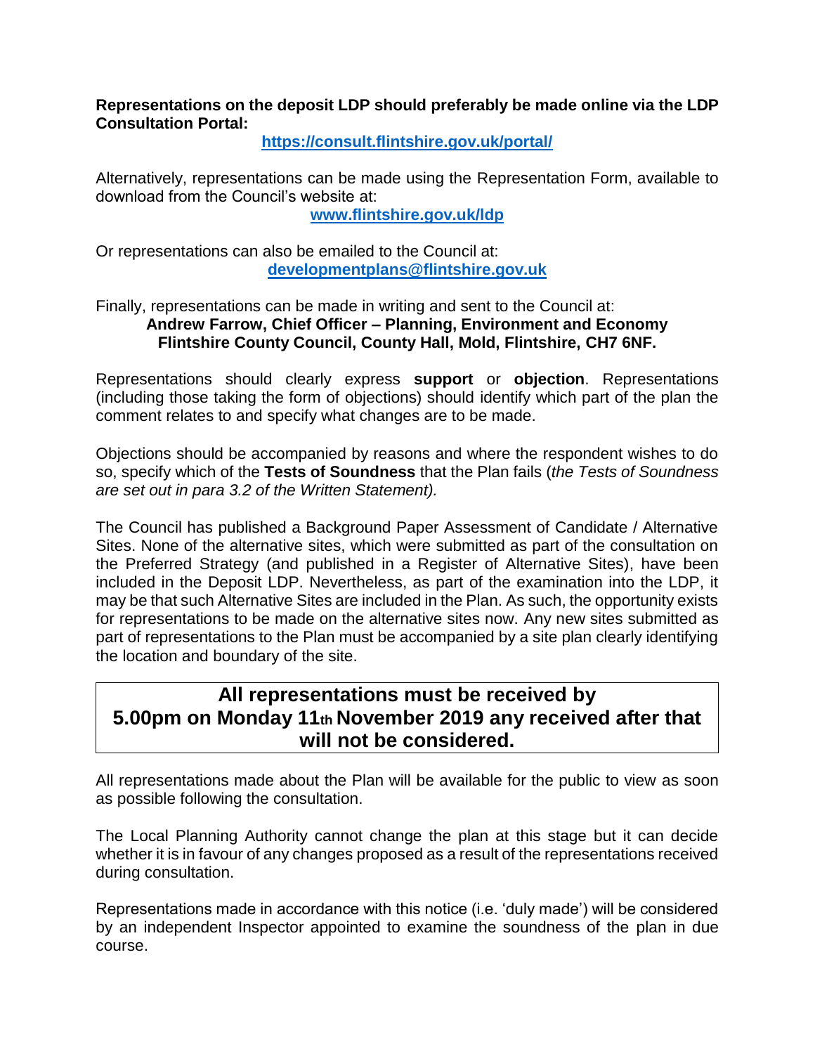**Representations on the deposit LDP should preferably be made online via the LDP Consultation Portal:**

**https://consult.flintshire.gov.uk/portal/**

Alternatively, representations can be made using the Representation Form, available to download from the Council's website at:

**www.flintshire.gov.uk/ldp**

Or representations can also be emailed to the Council at:

**developmentplans@flintshire.gov.uk**

Finally, representations can be made in writing and sent to the Council at:

**Andrew Farrow, Chief Officer – Planning, Environment and Economy**
**Flintshire County Council, County Hall, Mold, Flintshire, CH7 6NF.**

Representations should clearly express **support** or **objection**. Representations (including those taking the form of objections) should identify which part of the plan the comment relates to and specify what changes are to be made.

Objections should be accompanied by reasons and where the respondent wishes to do so, specify which of the **Tests of Soundness** that the Plan fails (*the Tests of Soundness are set out in para 3.2 of the Written Statement).*

The Council has published a Background Paper Assessment of Candidate / Alternative Sites. None of the alternative sites, which were submitted as part of the consultation on the Preferred Strategy (and published in a Register of Alternative Sites), have been included in the Deposit LDP. Nevertheless, as part of the examination into the LDP, it may be that such Alternative Sites are included in the Plan. As such, the opportunity exists for representations to be made on the alternative sites now. Any new sites submitted as part of representations to the Plan must be accompanied by a site plan clearly identifying the location and boundary of the site.

**All representations must be received by 5.00pm on Monday 11th November 2019 any received after that will not be considered.**

All representations made about the Plan will be available for the public to view as soon as possible following the consultation.

The Local Planning Authority cannot change the plan at this stage but it can decide whether it is in favour of any changes proposed as a result of the representations received during consultation.

Representations made in accordance with this notice (i.e. 'duly made') will be considered by an independent Inspector appointed to examine the soundness of the plan in due course.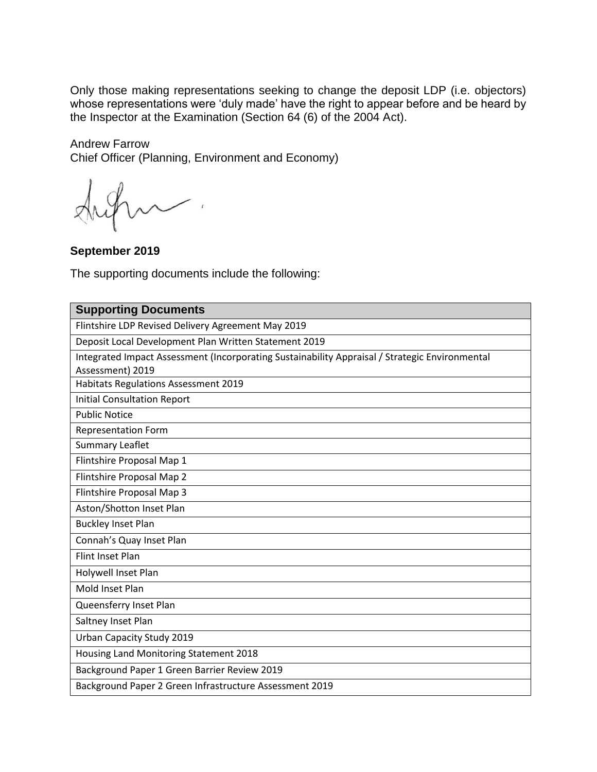Only those making representations seeking to change the deposit LDP (i.e. objectors) whose representations were 'duly made' have the right to appear before and be heard by the Inspector at the Examination (Section 64 (6) of the 2004 Act).

Andrew Farrow
Chief Officer (Planning, Environment and Economy)

**September 2019**

The supporting documents include the following:

| Supporting Documents |
|---|
| Flintshire LDP Revised Delivery Agreement May 2019 |
| Deposit Local Development Plan Written Statement 2019 |
| Integrated Impact Assessment (Incorporating Sustainability Appraisal / Strategic Environmental Assessment) 2019 |
| Habitats Regulations Assessment 2019 |
| Initial Consultation Report |
| Public Notice |
| Representation Form |
| Summary Leaflet |
| Flintshire Proposal Map 1 |
| Flintshire Proposal Map 2 |
| Flintshire Proposal Map 3 |
| Aston/Shotton Inset Plan |
| Buckley Inset Plan |
| Connah's Quay Inset Plan |
| Flint Inset Plan |
| Holywell Inset Plan |
| Mold Inset Plan |
| Queensferry Inset Plan |
| Saltney Inset Plan |
| Urban Capacity Study 2019 |
| Housing Land Monitoring Statement 2018 |
| Background Paper 1 Green Barrier Review 2019 |
| Background Paper 2 Green Infrastructure Assessment 2019 |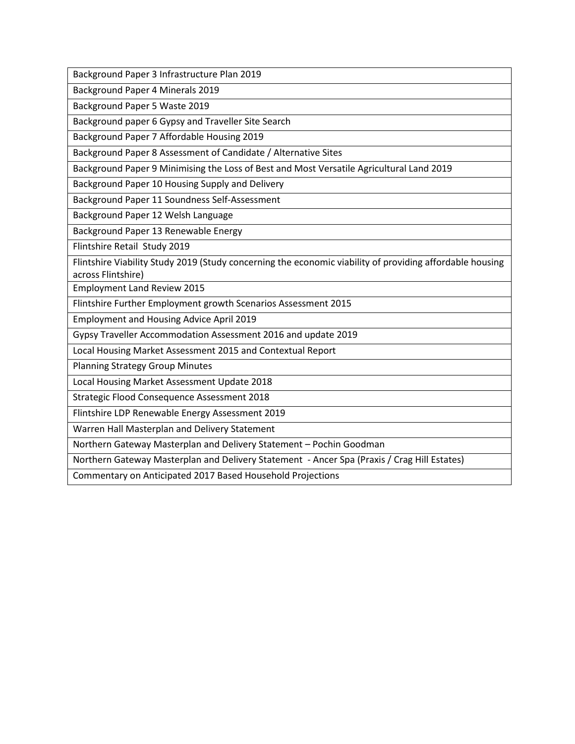| |
|---|
| Background Paper 3 Infrastructure Plan 2019 |
| Background Paper 4 Minerals 2019 |
| Background Paper 5 Waste 2019 |
| Background paper 6 Gypsy and Traveller Site Search |
| Background Paper 7 Affordable Housing 2019 |
| Background Paper 8 Assessment of Candidate / Alternative Sites |
| Background Paper 9 Minimising the Loss of Best and Most Versatile Agricultural Land 2019 |
| Background Paper 10 Housing Supply and Delivery |
| Background Paper 11 Soundness Self-Assessment |
| Background Paper 12 Welsh Language |
| Background Paper 13 Renewable Energy |
| Flintshire Retail Study 2019 |
| Flintshire Viability Study 2019 (Study concerning the economic viability of providing affordable housing across Flintshire) |
| Employment Land Review 2015 |
| Flintshire Further Employment growth Scenarios Assessment 2015 |
| Employment and Housing Advice April 2019 |
| Gypsy Traveller Accommodation Assessment 2016 and update 2019 |
| Local Housing Market Assessment 2015 and Contextual Report |
| Planning Strategy Group Minutes |
| Local Housing Market Assessment Update 2018 |
| Strategic Flood Consequence Assessment 2018 |
| Flintshire LDP Renewable Energy Assessment 2019 |
| Warren Hall Masterplan and Delivery Statement |
| Northern Gateway Masterplan and Delivery Statement – Pochin Goodman |
| Northern Gateway Masterplan and Delivery Statement - Ancer Spa (Praxis / Crag Hill Estates) |
| Commentary on Anticipated 2017 Based Household Projections |